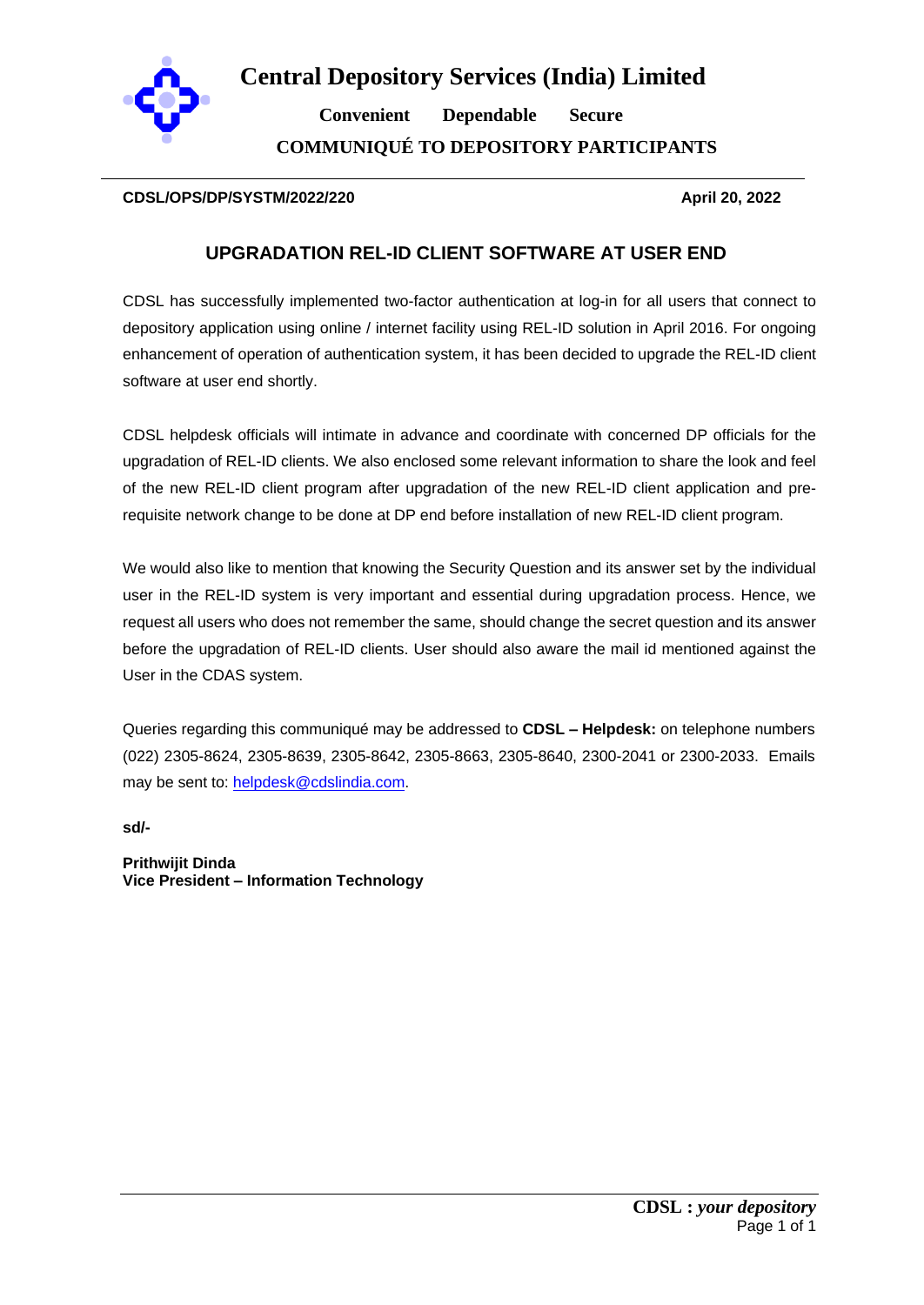# Central Depository Services (India) Limited

**Convenient Dependable Secure**

**COMMUNIQUÉ TO DEPOSITORY PARTICIPANTS**

**CDSL/OPS/DP/SYSTM/2022/220** **April 20, 2022**

## UPGRADATION REL-ID CLIENT SOFTWARE AT USER END

CDSL has successfully implemented two-factor authentication at log-in for all users that connect to depository application using online / internet facility using REL-ID solution in April 2016. For ongoing enhancement of operation of authentication system, it has been decided to upgrade the REL-ID client software at user end shortly.

CDSL helpdesk officials will intimate in advance and coordinate with concerned DP officials for the upgradation of REL-ID clients. We also enclosed some relevant information to share the look and feel of the new REL-ID client program after upgradation of the new REL-ID client application and pre-requisite network change to be done at DP end before installation of new REL-ID client program.

We would also like to mention that knowing the Security Question and its answer set by the individual user in the REL-ID system is very important and essential during upgradation process. Hence, we request all users who does not remember the same, should change the secret question and its answer before the upgradation of REL-ID clients. User should also aware the mail id mentioned against the User in the CDAS system.

Queries regarding this communiqué may be addressed to **CDSL – Helpdesk:** on telephone numbers (022) 2305-8624, 2305-8639, 2305-8642, 2305-8663, 2305-8640, 2300-2041 or 2300-2033. Emails may be sent to: helpdesk@cdslindia.com.

**sd/-**

**Prithwijit Dinda**
**Vice President – Information Technology**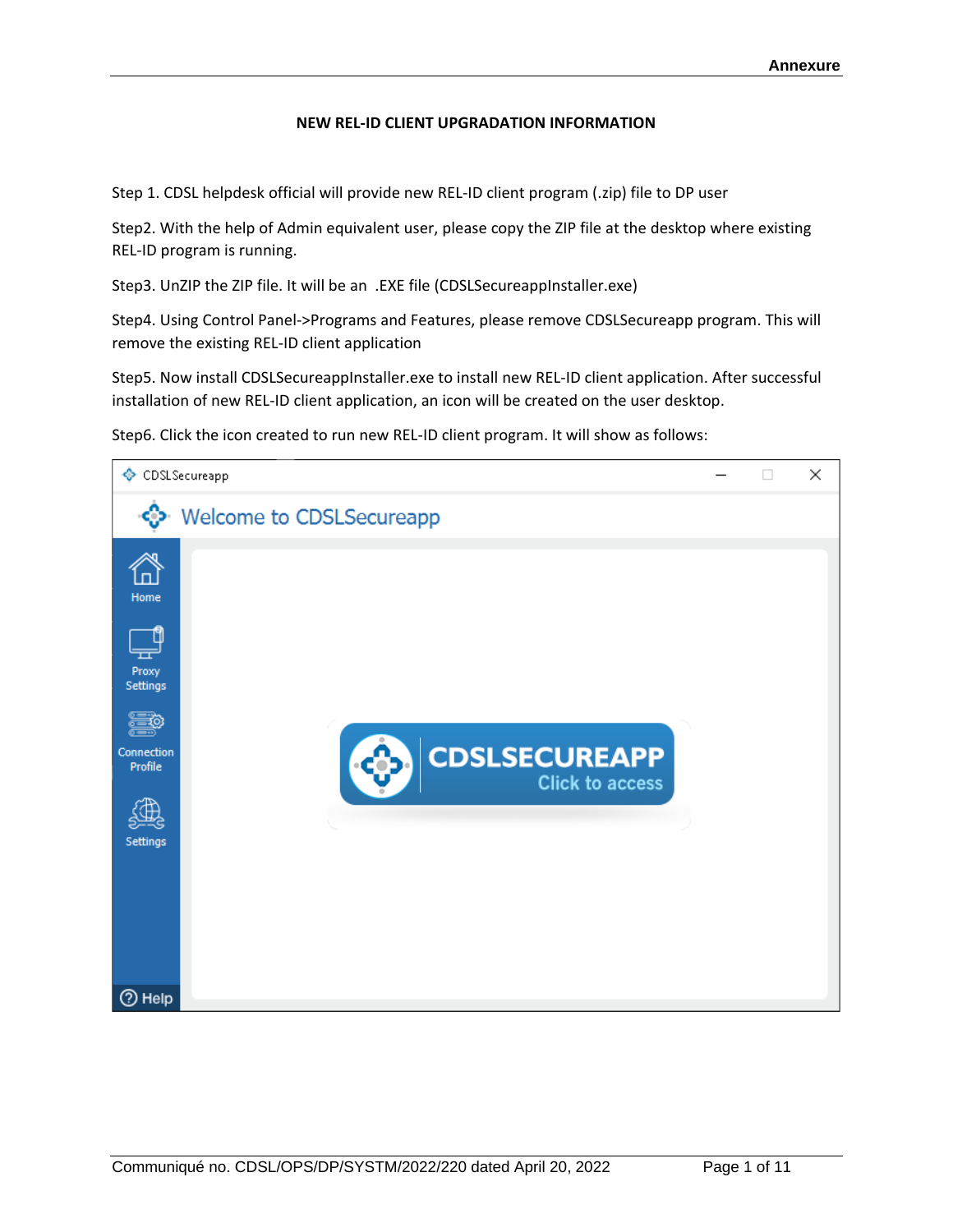**Annexure**

### NEW REL-ID CLIENT UPGRADATION INFORMATION

Step 1. CDSL helpdesk official will provide new REL-ID client program (.zip) file to DP user

Step2. With the help of Admin equivalent user, please copy the ZIP file at the desktop where existing REL-ID program is running.

Step3. UnZIP the ZIP file. It will be an .EXE file (CDSLSecureappInstaller.exe)

Step4. Using Control Panel->Programs and Features, please remove CDSLSecureapp program. This will remove the existing REL-ID client application

Step5. Now install CDSLSecureappInstaller.exe to install new REL-ID client application. After successful installation of new REL-ID client application, an icon will be created on the user desktop.

Step6. Click the icon created to run new REL-ID client program. It will show as follows:

Communiqué no. CDSL/OPS/DP/SYSTM/2022/220 dated April 20, 2022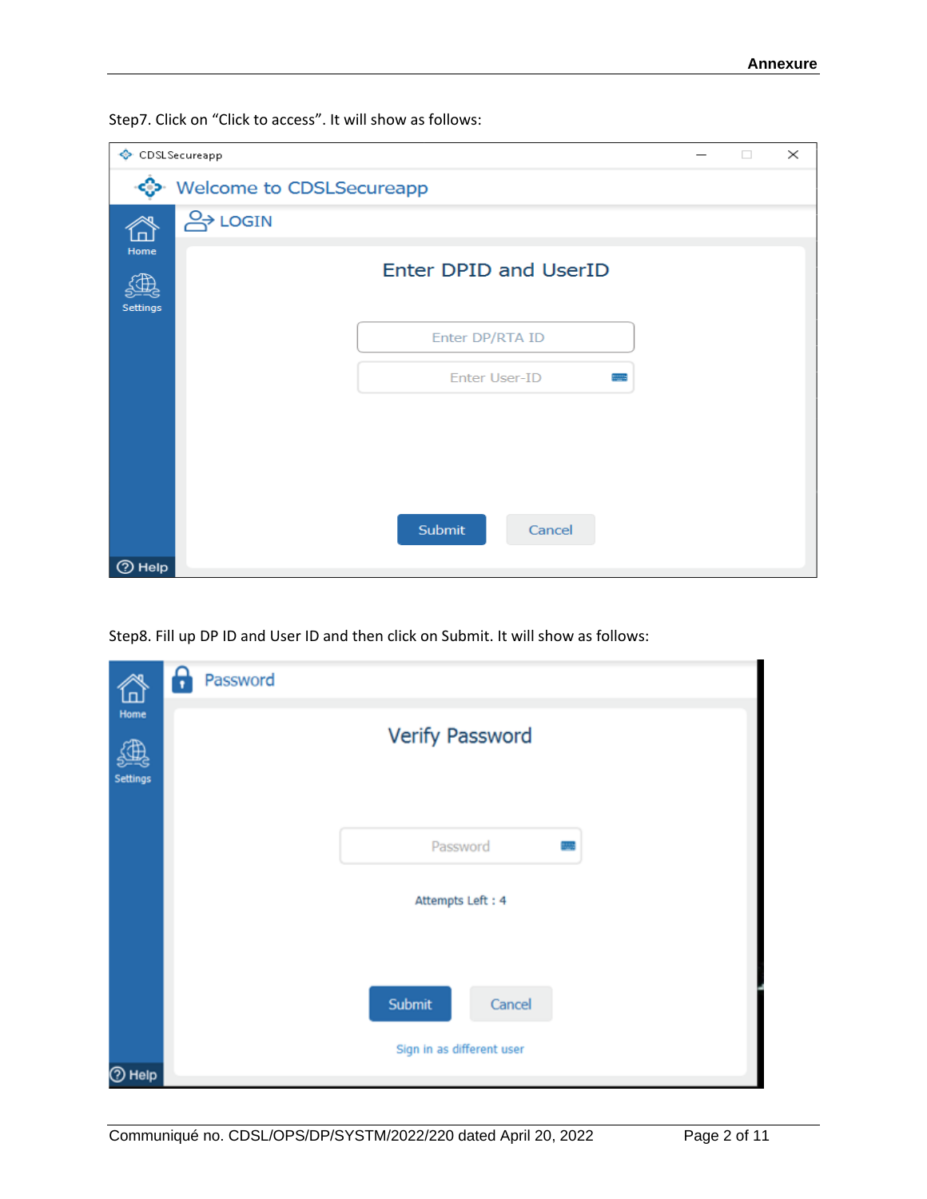Step7. Click on "Click to access". It will show as follows:

Step8. Fill up DP ID and User ID and then click on Submit. It will show as follows: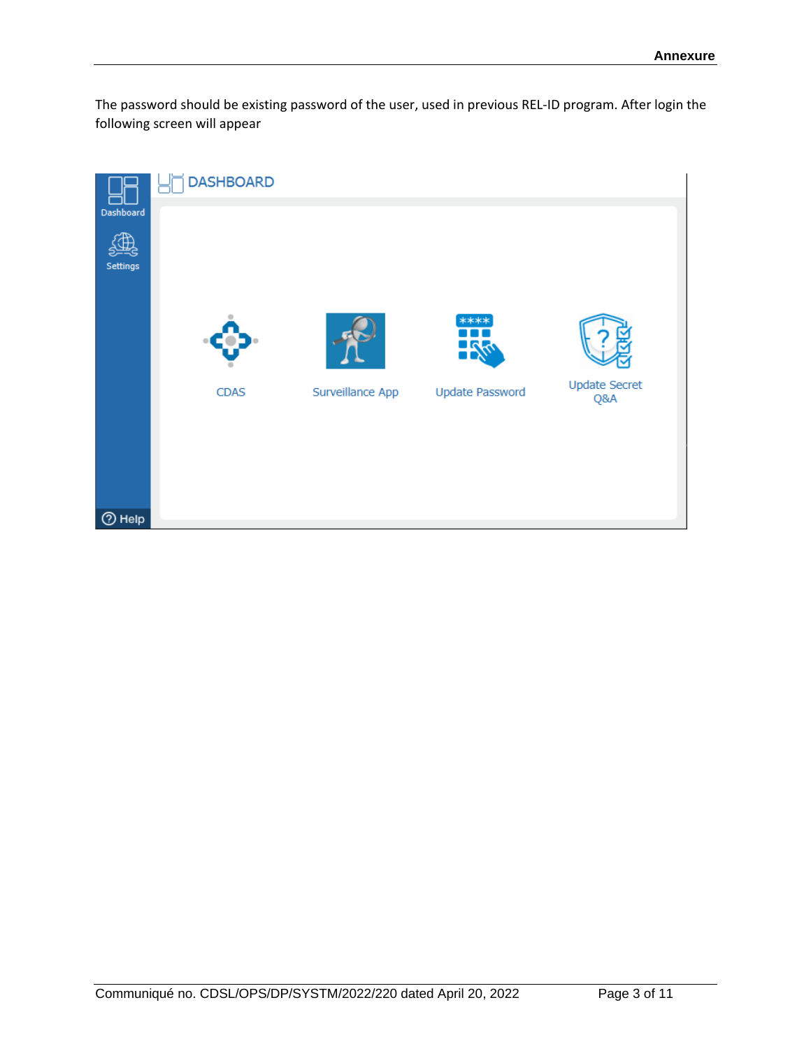The password should be existing password of the user, used in previous REL-ID program. After login the following screen will appear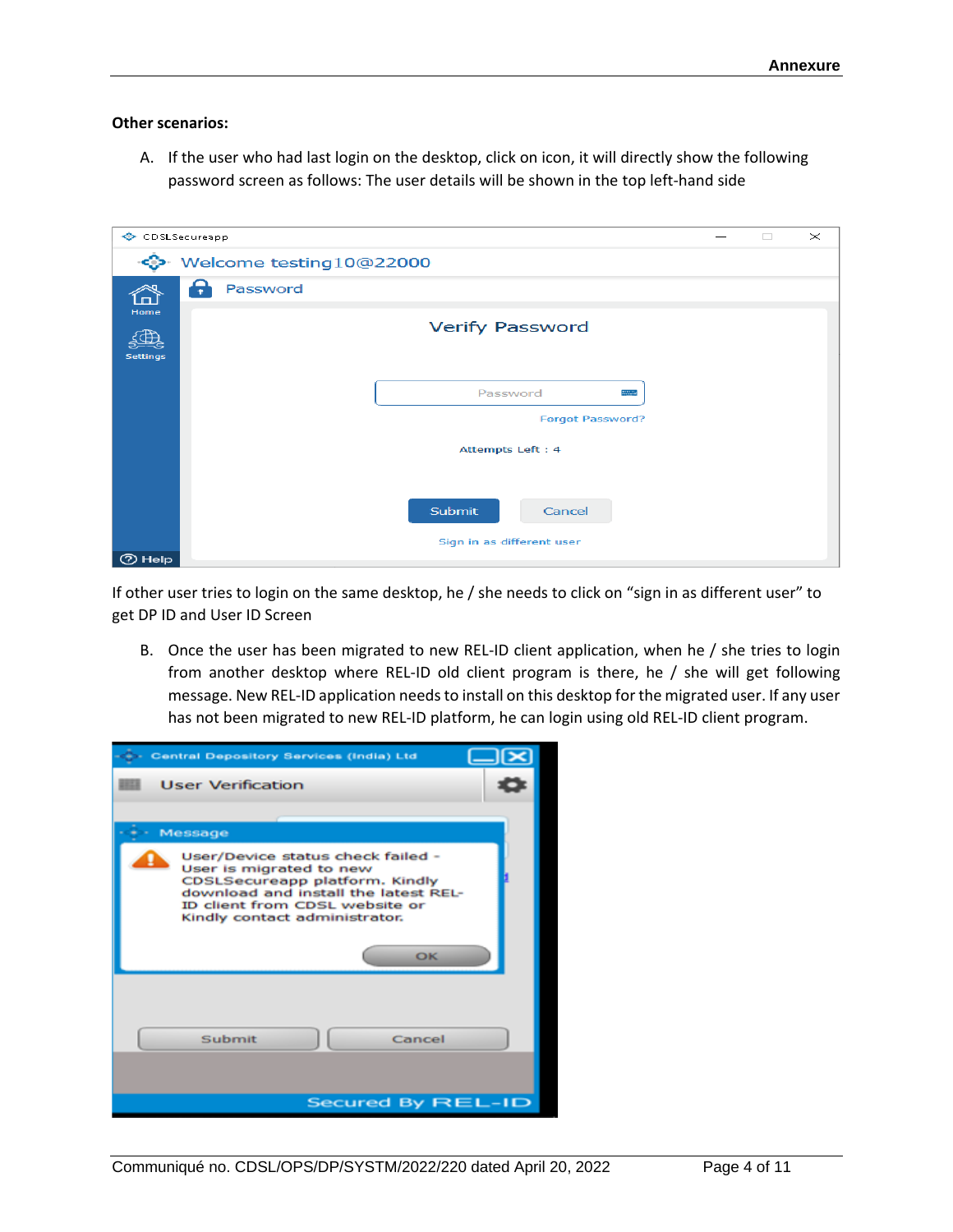**Other scenarios:**

A. If the user who had last login on the desktop, click on icon, it will directly show the following password screen as follows: The user details will be shown in the top left-hand side

If other user tries to login on the same desktop, he / she needs to click on "sign in as different user" to get DP ID and User ID Screen

B. Once the user has been migrated to new REL-ID client application, when he / she tries to login from another desktop where REL-ID old client program is there, he / she will get following message. New REL-ID application needs to install on this desktop for the migrated user. If any user has not been migrated to new REL-ID platform, he can login using old REL-ID client program.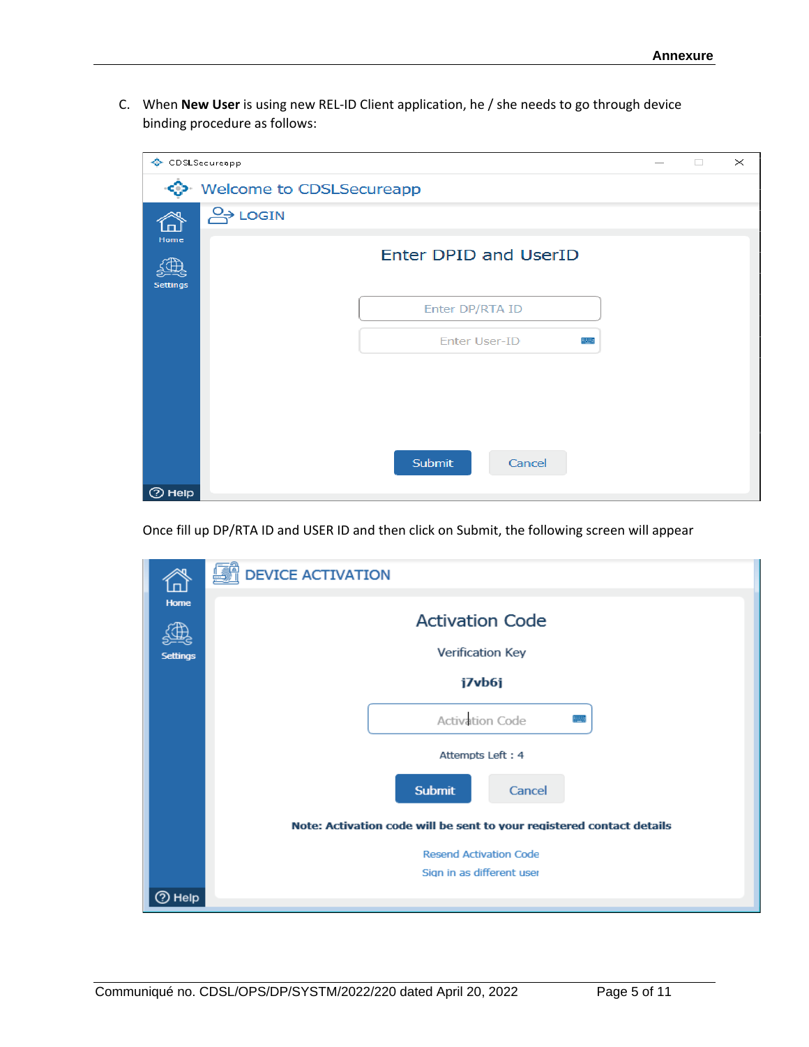C. When **New User** is using new REL-ID Client application, he / she needs to go through device binding procedure as follows:

CDSLSecureapp

Welcome to CDSLSecureapp

Home

Settings

LOGIN

Enter DPID and UserID

Enter DP/RTA ID

Enter User-ID

Submit Cancel

Help

Once fill up DP/RTA ID and USER ID and then click on Submit, the following screen will appear

Home

Settings

DEVICE ACTIVATION

Activation Code

Verification Key

j7vb6j

Activation Code

Attempts Left : 4

Submit Cancel

Note: Activation code will be sent to your registered contact details

Resend Activation Code

Sign in as different user

Help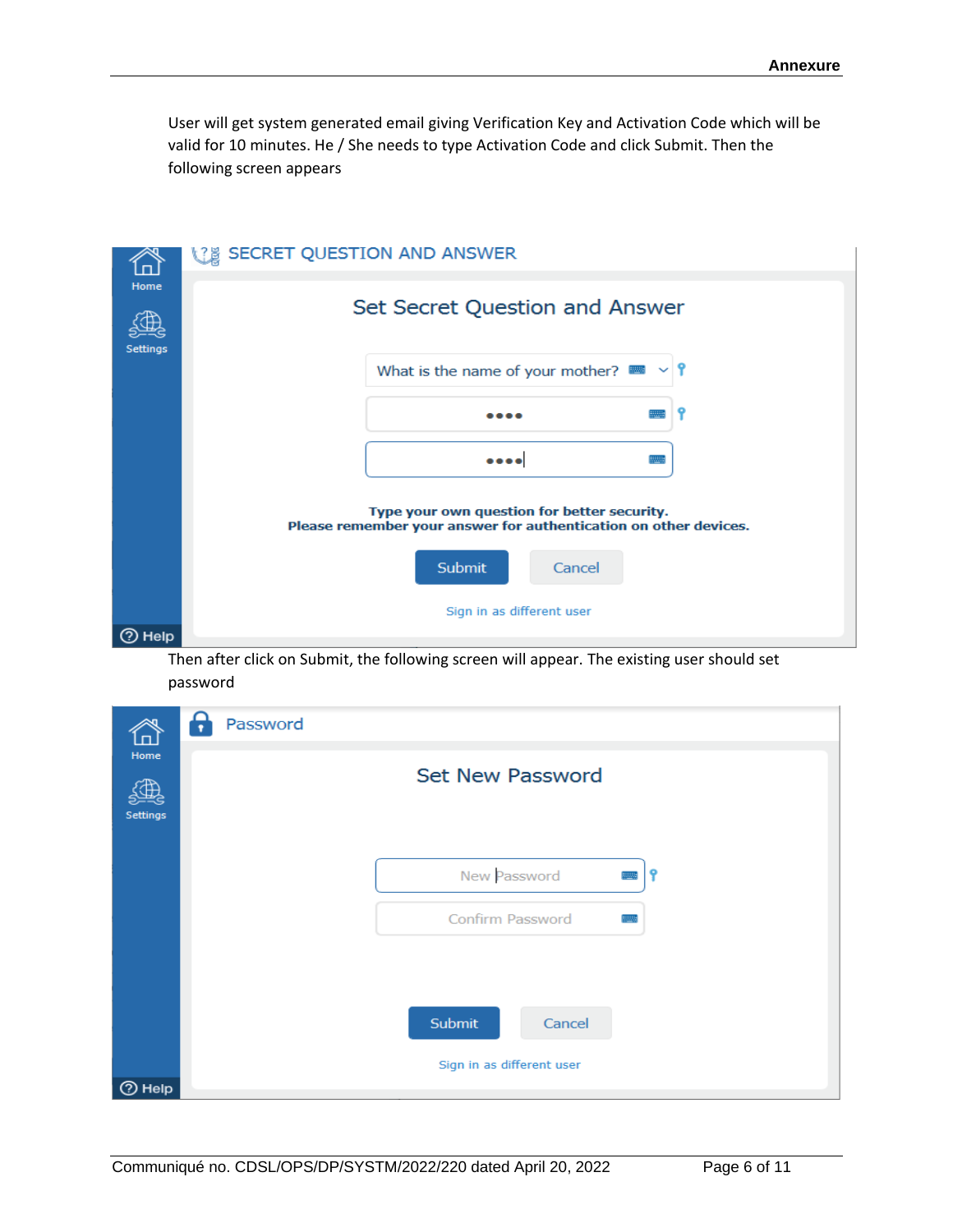User will get system generated email giving Verification Key and Activation Code which will be valid for 10 minutes. He / She needs to type Activation Code and click Submit. Then the following screen appears

Home

Settings

SECRET QUESTION AND ANSWER

Set Secret Question and Answer

What is the name of your mother?

••••

••••

**Type your own question for better security.**
**Please remember your answer for authentication on other devices.**

Submit Cancel

Sign in as different user

Help

Then after click on Submit, the following screen will appear. The existing user should set password

Home

Settings

Password

Set New Password

New Password

Confirm Password

Submit Cancel

Sign in as different user

Help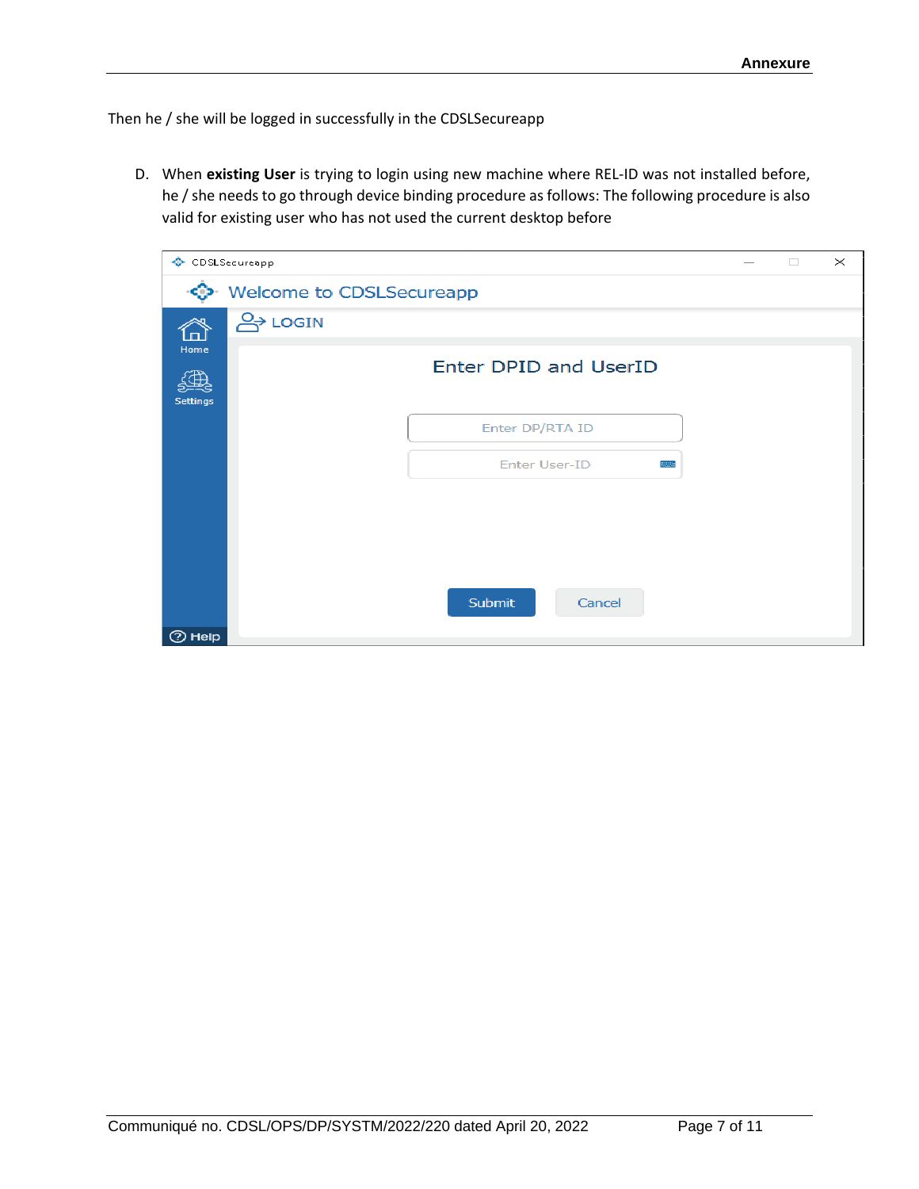Then he / she will be logged in successfully in the CDSLSecureapp

D. When **existing User** is trying to login using new machine where REL-ID was not installed before, he / she needs to go through device binding procedure as follows: The following procedure is also valid for existing user who has not used the current desktop before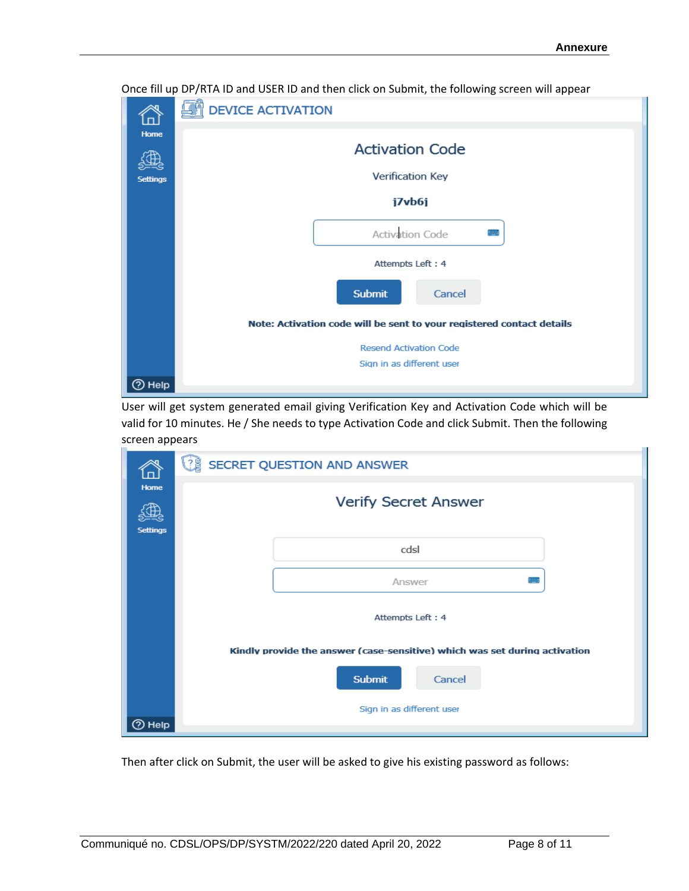Once fill up DP/RTA ID and USER ID and then click on Submit, the following screen will appear

DEVICE ACTIVATION

Home

Settings

Activation Code

Verification Key

j7vb6j

Activation Code

Attempts Left : 4

Submit Cancel

**Note: Activation code will be sent to your registered contact details**

Resend Activation Code

Sign in as different user

Help

User will get system generated email giving Verification Key and Activation Code which will be valid for 10 minutes. He / She needs to type Activation Code and click Submit. Then the following screen appears

SECRET QUESTION AND ANSWER

Home

Settings

Verify Secret Answer

cdsl

Answer

Attempts Left : 4

**Kindly provide the answer (case-sensitive) which was set during activation**

Submit Cancel

Sign in as different user

Help

Then after click on Submit, the user will be asked to give his existing password as follows: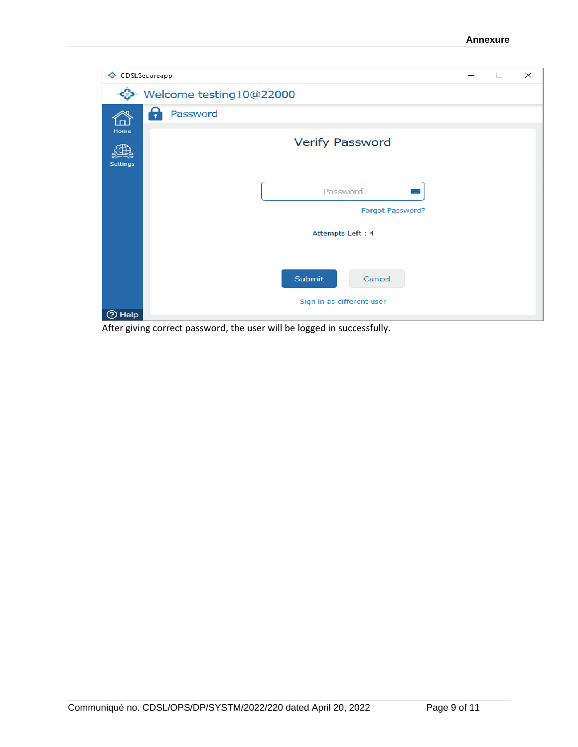After giving correct password, the user will be logged in successfully.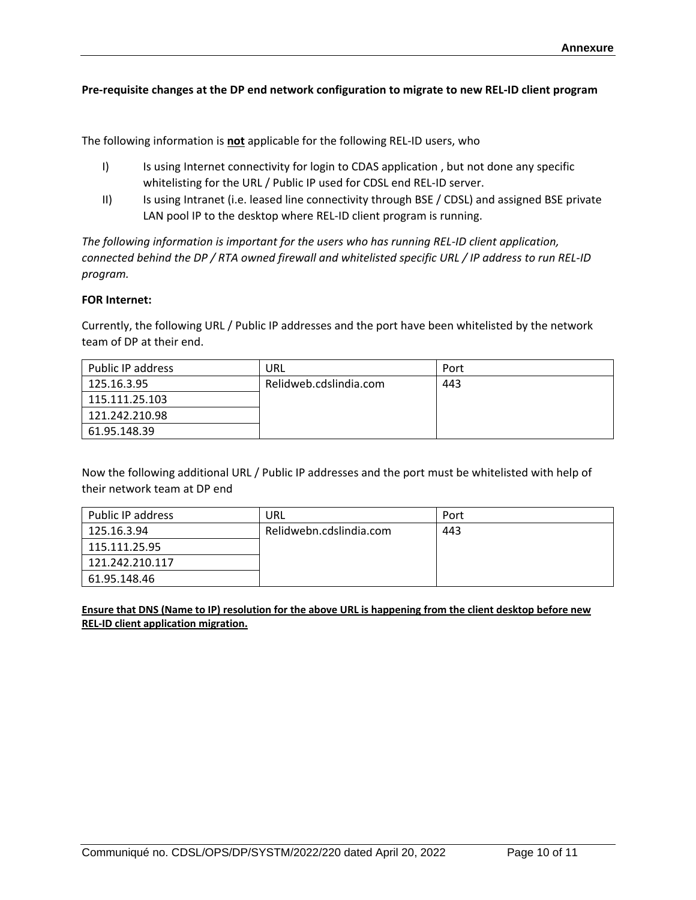**Pre-requisite changes at the DP end network configuration to migrate to new REL-ID client program**

The following information is **not** applicable for the following REL-ID users, who

I) Is using Internet connectivity for login to CDAS application , but not done any specific whitelisting for the URL / Public IP used for CDSL end REL-ID server.

II) Is using Intranet (i.e. leased line connectivity through BSE / CDSL) and assigned BSE private LAN pool IP to the desktop where REL-ID client program is running.

*The following information is important for the users who has running REL-ID client application, connected behind the DP / RTA owned firewall and whitelisted specific URL / IP address to run REL-ID program.*

**FOR Internet:**

Currently, the following URL / Public IP addresses and the port have been whitelisted by the network team of DP at their end.

| Public IP address | URL | Port |
|---|---|---|
| 125.16.3.95 | Relidweb.cdslindia.com | 443 |
| 115.111.25.103 | | |
| 121.242.210.98 | | |
| 61.95.148.39 | | |

Now the following additional URL / Public IP addresses and the port must be whitelisted with help of their network team at DP end

| Public IP address | URL | Port |
|---|---|---|
| 125.16.3.94 | Relidwebn.cdslindia.com | 443 |
| 115.111.25.95 | | |
| 121.242.210.117 | | |
| 61.95.148.46 | | |

**Ensure that DNS (Name to IP) resolution for the above URL is happening from the client desktop before new REL-ID client application migration.**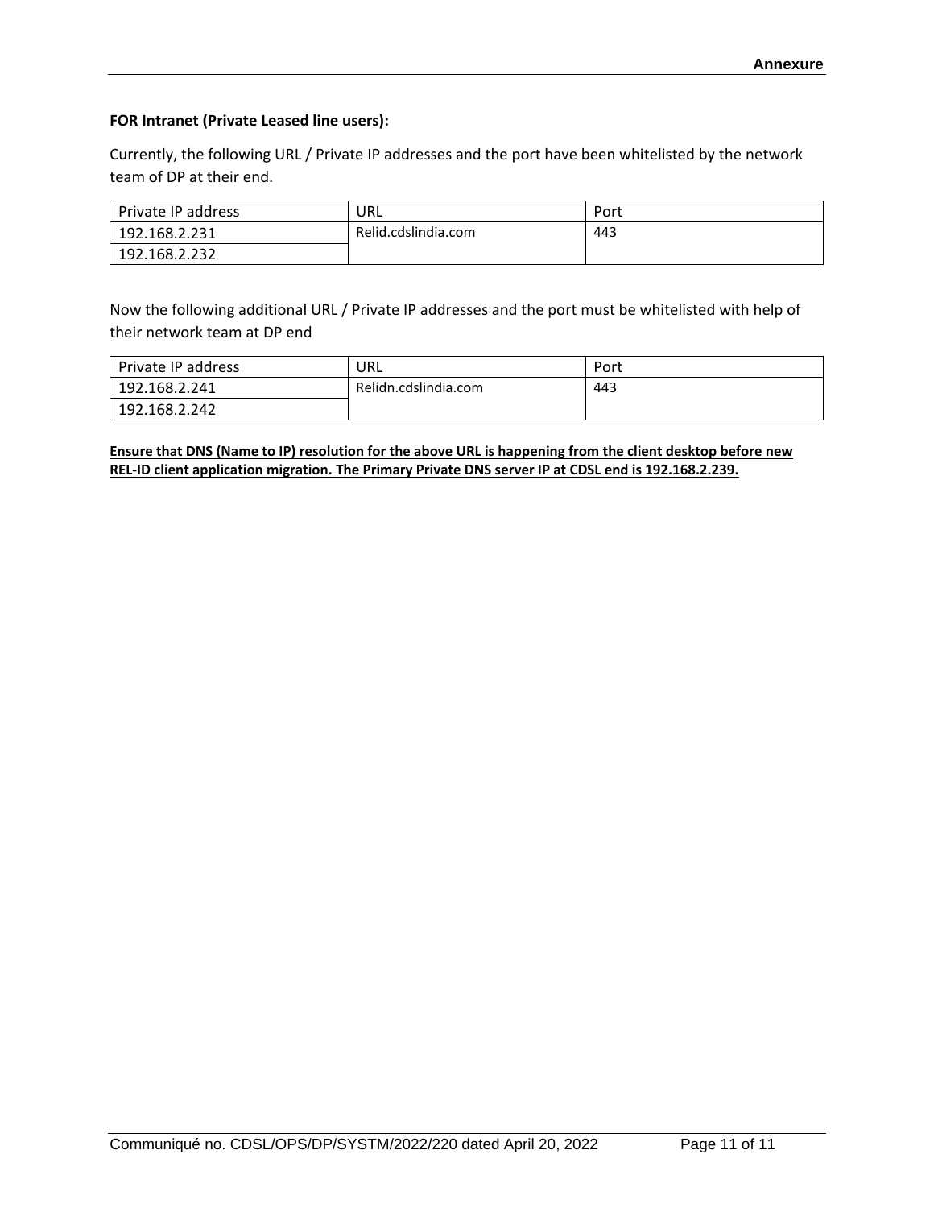**FOR Intranet (Private Leased line users):**

Currently, the following URL / Private IP addresses and the port have been whitelisted by the network team of DP at their end.

| Private IP address | URL | Port |
|---|---|---|
| 192.168.2.231 | Relid.cdslindia.com | 443 |
| 192.168.2.232 | | |

Now the following additional URL / Private IP addresses and the port must be whitelisted with help of their network team at DP end

| Private IP address | URL | Port |
|---|---|---|
| 192.168.2.241 | Relidn.cdslindia.com | 443 |
| 192.168.2.242 | | |

**<u>Ensure that DNS (Name to IP) resolution for the above URL is happening from the client desktop before new REL-ID client application migration. The Primary Private DNS server IP at CDSL end is 192.168.2.239.</u>**